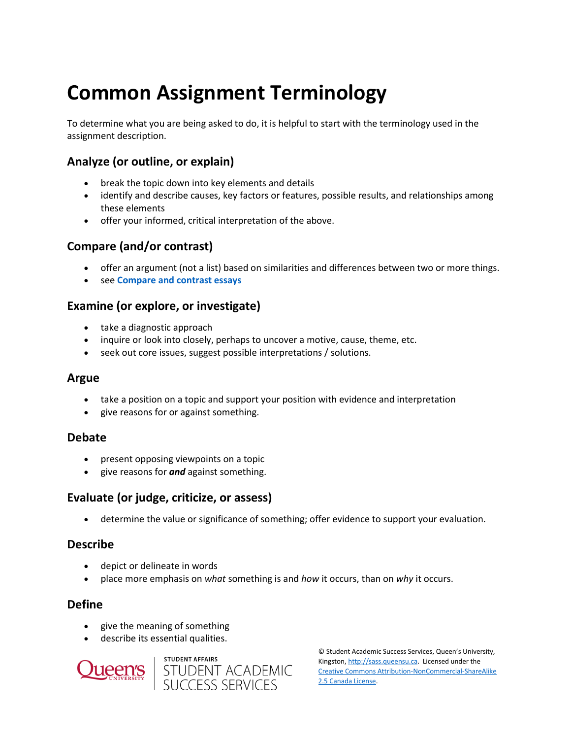# Common Assignment Terminology

To determine what you are being asked to do, it is helpful to start with the terminology used in the assignment description.

## Analyze (or outline, or explain)

- break the topic down into key elements and details
- identify and describe causes, key factors or features, possible results, and relationships among these elements
- offer your informed, critical interpretation of the above.

## Compare (and/or contrast)

- offer an argument (not a list) based on similarities and differences between two or more things.
- see **Compare and contrast essays**

## Examine (or explore, or investigate)

- take a diagnostic approach
- inquire or look into closely, perhaps to uncover a motive, cause, theme, etc.
- seek out core issues, suggest possible interpretations / solutions.

## Argue

- take a position on a topic and support your position with evidence and interpretation
- give reasons for or against something.

## Debate

- present opposing viewpoints on a topic
- give reasons for ***and*** against something.

## Evaluate (or judge, criticize, or assess)

- determine the value or significance of something; offer evidence to support your evaluation.

## Describe

- depict or delineate in words
- place more emphasis on *what* something is and *how* it occurs, than on *why* it occurs.

## Define

- give the meaning of something
- describe its essential qualities.

Queen's University | STUDENT AFFAIRS STUDENT ACADEMIC SUCCESS SERVICES

© Student Academic Success Services, Queen's University, Kingston, http://sass.queensu.ca. Licensed under the Creative Commons Attribution-NonCommercial-ShareAlike 2.5 Canada License.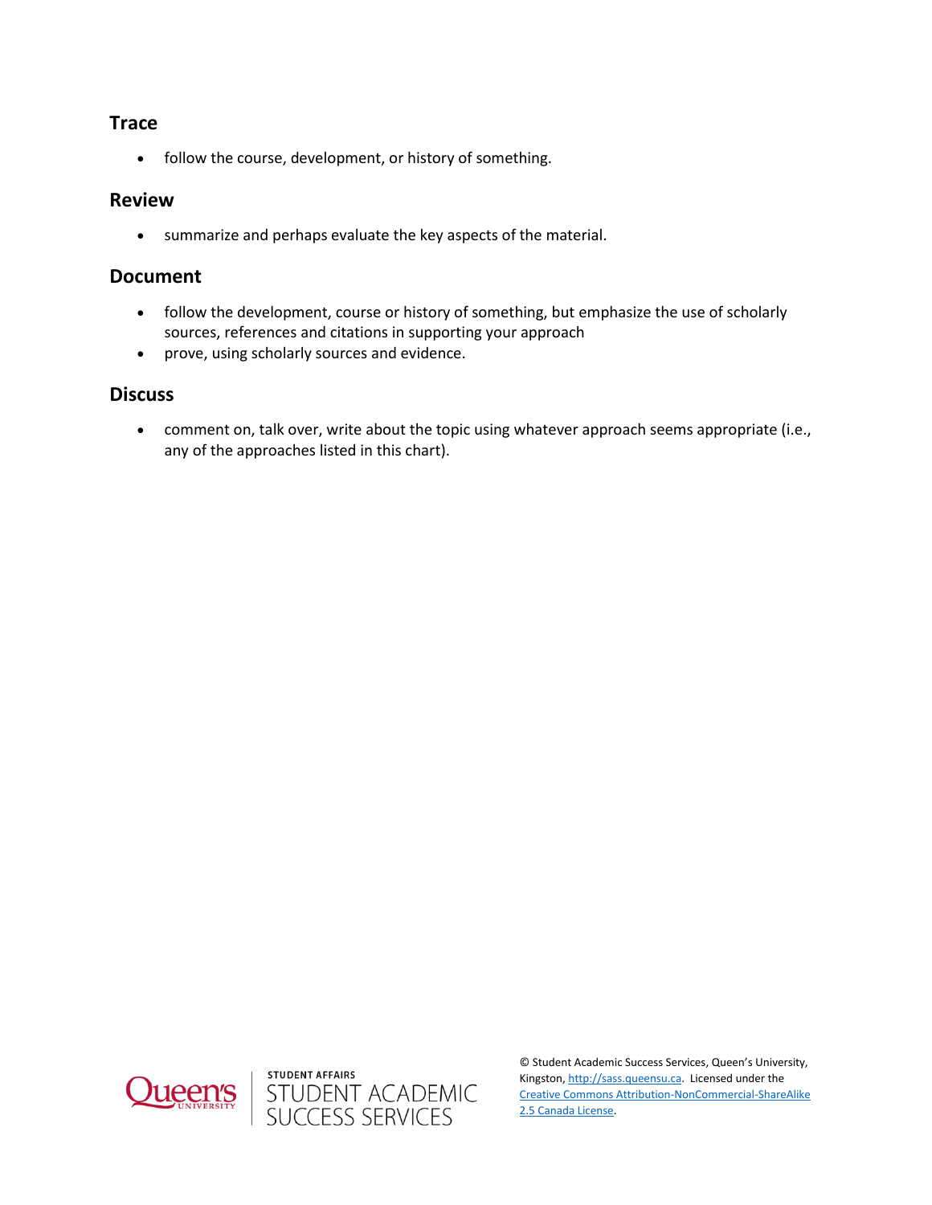### Trace

- follow the course, development, or history of something.

### Review

- summarize and perhaps evaluate the key aspects of the material.

### Document

- follow the development, course or history of something, but emphasize the use of scholarly sources, references and citations in supporting your approach
- prove, using scholarly sources and evidence.

### Discuss

- comment on, talk over, write about the topic using whatever approach seems appropriate (i.e., any of the approaches listed in this chart).

Queen's University | STUDENT AFFAIRS STUDENT ACADEMIC SUCCESS SERVICES

© Student Academic Success Services, Queen's University, Kingston, http://sass.queensu.ca. Licensed under the Creative Commons Attribution-NonCommercial-ShareAlike 2.5 Canada License.